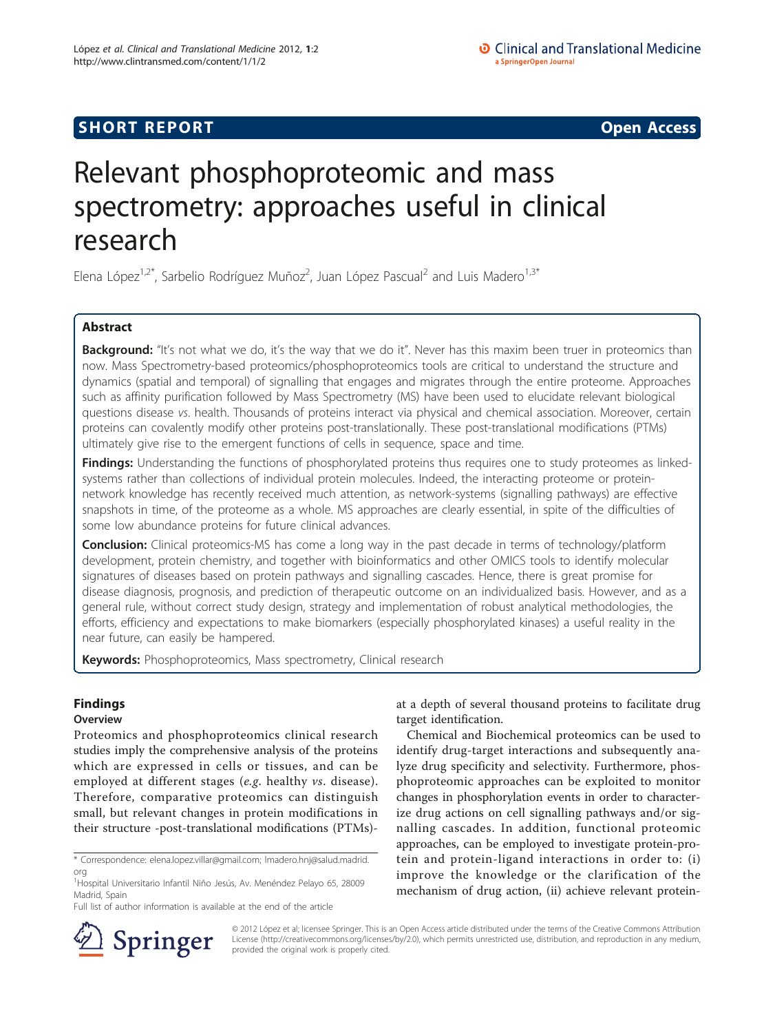**SHORT REPORT** **Open Access**

# Relevant phosphoproteomic and mass spectrometry: approaches useful in clinical research

Elena López[1,2*], Sarbelio Rodríguez Muñoz[2], Juan López Pascual[2] and Luis Madero[1,3*]

## Abstract

**Background:** "It's not what we do, it's the way that we do it". Never has this maxim been truer in proteomics than now. Mass Spectrometry-based proteomics/phosphoproteomics tools are critical to understand the structure and dynamics (spatial and temporal) of signalling that engages and migrates through the entire proteome. Approaches such as affinity purification followed by Mass Spectrometry (MS) have been used to elucidate relevant biological questions disease *vs*. health. Thousands of proteins interact via physical and chemical association. Moreover, certain proteins can covalently modify other proteins post-translationally. These post-translational modifications (PTMs) ultimately give rise to the emergent functions of cells in sequence, space and time.

**Findings:** Understanding the functions of phosphorylated proteins thus requires one to study proteomes as linked-systems rather than collections of individual protein molecules. Indeed, the interacting proteome or protein-network knowledge has recently received much attention, as network-systems (signalling pathways) are effective snapshots in time, of the proteome as a whole. MS approaches are clearly essential, in spite of the difficulties of some low abundance proteins for future clinical advances.

**Conclusion:** Clinical proteomics-MS has come a long way in the past decade in terms of technology/platform development, protein chemistry, and together with bioinformatics and other OMICS tools to identify molecular signatures of diseases based on protein pathways and signalling cascades. Hence, there is great promise for disease diagnosis, prognosis, and prediction of therapeutic outcome on an individualized basis. However, and as a general rule, without correct study design, strategy and implementation of robust analytical methodologies, the efforts, efficiency and expectations to make biomarkers (especially phosphorylated kinases) a useful reality in the near future, can easily be hampered.

**Keywords:** Phosphoproteomics, Mass spectrometry, Clinical research

## Findings

### Overview

Proteomics and phosphoproteomics clinical research studies imply the comprehensive analysis of the proteins which are expressed in cells or tissues, and can be employed at different stages (*e.g*. healthy *vs*. disease). Therefore, comparative proteomics can distinguish small, but relevant changes in protein modifications in their structure -post-translational modifications (PTMs)- at a depth of several thousand proteins to facilitate drug target identification.

Chemical and Biochemical proteomics can be used to identify drug-target interactions and subsequently analyze drug specificity and selectivity. Furthermore, phosphoproteomic approaches can be exploited to monitor changes in phosphorylation events in order to characterize drug actions on cell signalling pathways and/or signalling cascades. In addition, functional proteomic approaches, can be employed to investigate protein-protein and protein-ligand interactions in order to: (i) improve the knowledge or the clarification of the mechanism of drug action, (ii) achieve relevant protein-

\* Correspondence: elena.lopez.villar@gmail.com; lmadero.hnj@salud.madrid.org
[1]Hospital Universitario Infantil Niño Jesús, Av. Menéndez Pelayo 65, 28009 Madrid, Spain
Full list of author information is available at the end of the article

© 2012 López et al; licensee Springer. This is an Open Access article distributed under the terms of the Creative Commons Attribution License (http://creativecommons.org/licenses/by/2.0), which permits unrestricted use, distribution, and reproduction in any medium, provided the original work is properly cited.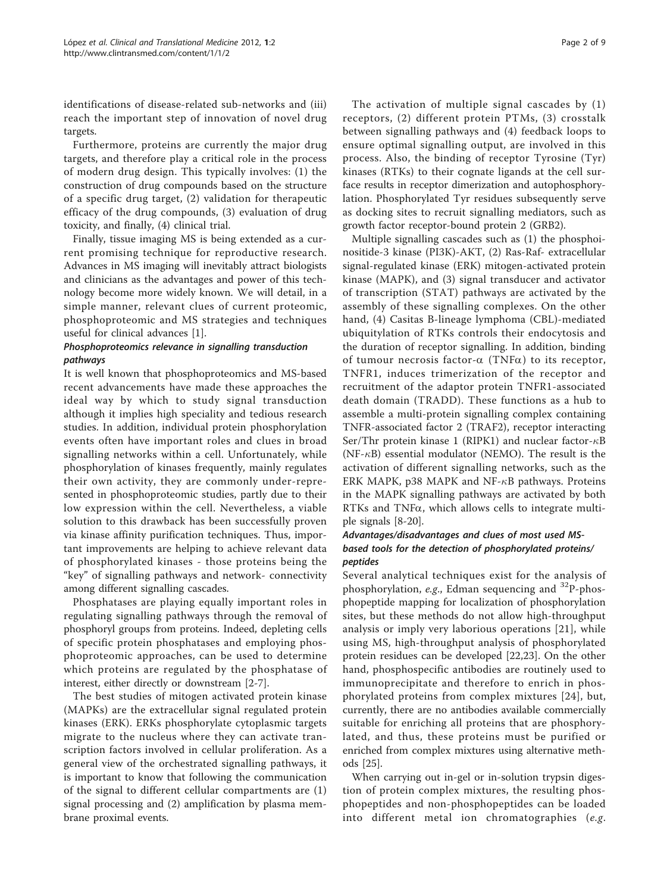identifications of disease-related sub-networks and (iii) reach the important step of innovation of novel drug targets.

Furthermore, proteins are currently the major drug targets, and therefore play a critical role in the process of modern drug design. This typically involves: (1) the construction of drug compounds based on the structure of a specific drug target, (2) validation for therapeutic efficacy of the drug compounds, (3) evaluation of drug toxicity, and finally, (4) clinical trial.

Finally, tissue imaging MS is being extended as a current promising technique for reproductive research. Advances in MS imaging will inevitably attract biologists and clinicians as the advantages and power of this technology become more widely known. We will detail, in a simple manner, relevant clues of current proteomic, phosphoproteomic and MS strategies and techniques useful for clinical advances [1].

### *Phosphoproteomics relevance in signalling transduction pathways*

It is well known that phosphoproteomics and MS-based recent advancements have made these approaches the ideal way by which to study signal transduction although it implies high speciality and tedious research studies. In addition, individual protein phosphorylation events often have important roles and clues in broad signalling networks within a cell. Unfortunately, while phosphorylation of kinases frequently, mainly regulates their own activity, they are commonly under-represented in phosphoproteomic studies, partly due to their low expression within the cell. Nevertheless, a viable solution to this drawback has been successfully proven via kinase affinity purification techniques. Thus, important improvements are helping to achieve relevant data of phosphorylated kinases - those proteins being the "key" of signalling pathways and network- connectivity among different signalling cascades.

Phosphatases are playing equally important roles in regulating signalling pathways through the removal of phosphoryl groups from proteins. Indeed, depleting cells of specific protein phosphatases and employing phosphoproteomic approaches, can be used to determine which proteins are regulated by the phosphatase of interest, either directly or downstream [2-7].

The best studies of mitogen activated protein kinase (MAPKs) are the extracellular signal regulated protein kinases (ERK). ERKs phosphorylate cytoplasmic targets migrate to the nucleus where they can activate transcription factors involved in cellular proliferation. As a general view of the orchestrated signalling pathways, it is important to know that following the communication of the signal to different cellular compartments are (1) signal processing and (2) amplification by plasma membrane proximal events.

The activation of multiple signal cascades by (1) receptors, (2) different protein PTMs, (3) crosstalk between signalling pathways and (4) feedback loops to ensure optimal signalling output, are involved in this process. Also, the binding of receptor Tyrosine (Tyr) kinases (RTKs) to their cognate ligands at the cell surface results in receptor dimerization and autophosphorylation. Phosphorylated Tyr residues subsequently serve as docking sites to recruit signalling mediators, such as growth factor receptor-bound protein 2 (GRB2).

Multiple signalling cascades such as (1) the phosphoinositide-3 kinase (PI3K)-AKT, (2) Ras-Raf- extracellular signal-regulated kinase (ERK) mitogen-activated protein kinase (MAPK), and (3) signal transducer and activator of transcription (STAT) pathways are activated by the assembly of these signalling complexes. On the other hand, (4) Casitas B-lineage lymphoma (CBL)-mediated ubiquitylation of RTKs controls their endocytosis and the duration of receptor signalling. In addition, binding of tumour necrosis factor-$\alpha$ (TNF$\alpha$) to its receptor, TNFR1, induces trimerization of the receptor and recruitment of the adaptor protein TNFR1-associated death domain (TRADD). These functions as a hub to assemble a multi-protein signalling complex containing TNFR-associated factor 2 (TRAF2), receptor interacting Ser/Thr protein kinase 1 (RIPK1) and nuclear factor-$\kappa$B (NF-$\kappa$B) essential modulator (NEMO). The result is the activation of different signalling networks, such as the ERK MAPK, p38 MAPK and NF-$\kappa$B pathways. Proteins in the MAPK signalling pathways are activated by both RTKs and TNF$\alpha$, which allows cells to integrate multiple signals [8-20].

### *Advantages/disadvantages and clues of most used MS-based tools for the detection of phosphorylated proteins/peptides*

Several analytical techniques exist for the analysis of phosphorylation, *e.g.*, Edman sequencing and $^{32}$P-phosphopeptide mapping for localization of phosphorylation sites, but these methods do not allow high-throughput analysis or imply very laborious operations [21], while using MS, high-throughput analysis of phosphorylated protein residues can be developed [22,23]. On the other hand, phosphospecific antibodies are routinely used to immunoprecipitate and therefore to enrich in phosphorylated proteins from complex mixtures [24], but, currently, there are no antibodies available commercially suitable for enriching all proteins that are phosphorylated, and thus, these proteins must be purified or enriched from complex mixtures using alternative methods [25].

When carrying out in-gel or in-solution trypsin digestion of protein complex mixtures, the resulting phosphopeptides and non-phosphopeptides can be loaded into different metal ion chromatographies (*e.g.*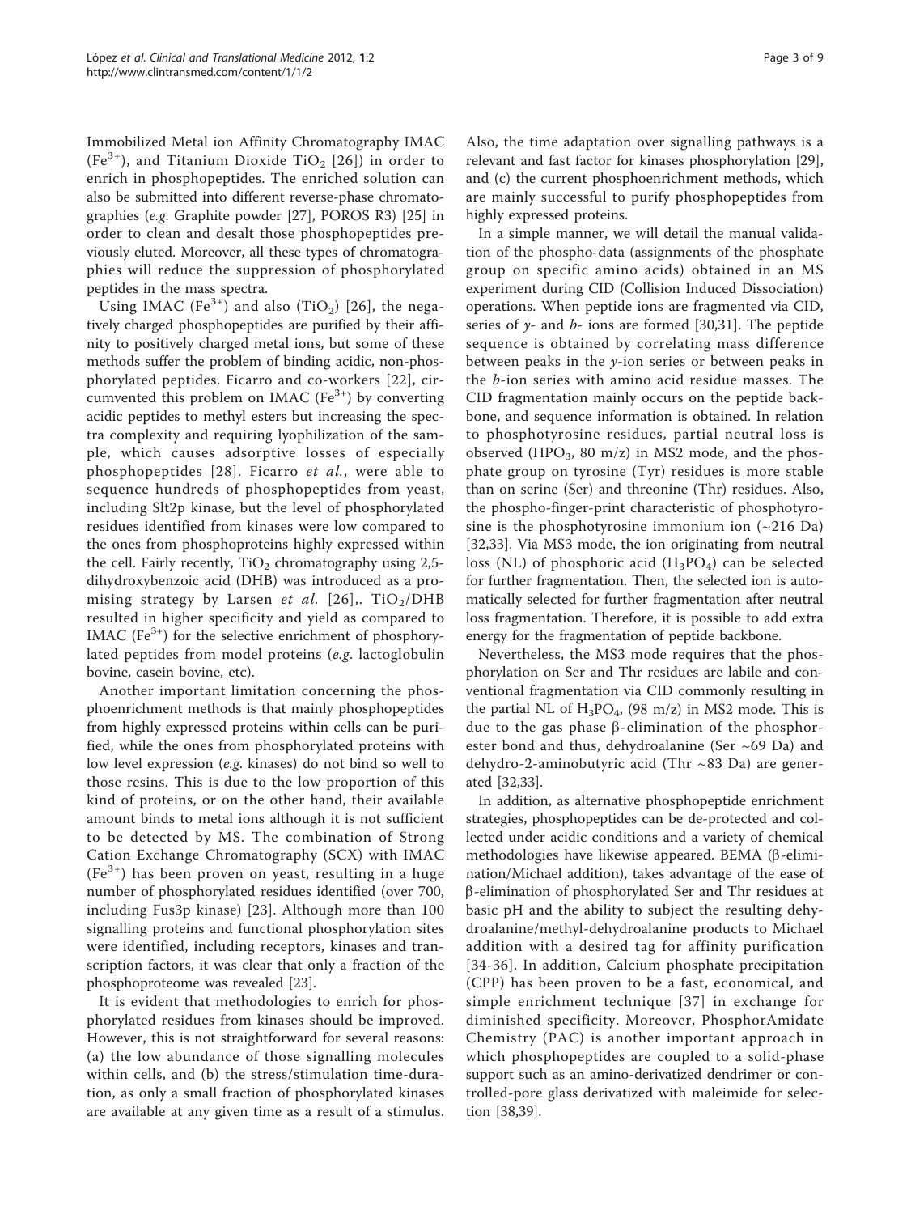Immobilized Metal ion Affinity Chromatography IMAC ($Fe^{3+}$), and Titanium Dioxide $TiO_2$ [26]) in order to enrich in phosphopeptides. The enriched solution can also be submitted into different reverse-phase chromatographies (*e.g.* Graphite powder [27], POROS R3) [25] in order to clean and desalt those phosphopeptides previously eluted. Moreover, all these types of chromatographies will reduce the suppression of phosphorylated peptides in the mass spectra.

Using IMAC ($Fe^{3+}$) and also ($TiO_2$) [26], the negatively charged phosphopeptides are purified by their affinity to positively charged metal ions, but some of these methods suffer the problem of binding acidic, non-phosphorylated peptides. Ficarro and co-workers [22], circumvented this problem on IMAC ($Fe^{3+}$) by converting acidic peptides to methyl esters but increasing the spectra complexity and requiring lyophilization of the sample, which causes adsorptive losses of especially phosphopeptides [28]. Ficarro *et al.*, were able to sequence hundreds of phosphopeptides from yeast, including Slt2p kinase, but the level of phosphorylated residues identified from kinases were low compared to the ones from phosphoproteins highly expressed within the cell. Fairly recently, $TiO_2$ chromatography using 2,5-dihydroxybenzoic acid (DHB) was introduced as a promising strategy by Larsen *et al.* [26],. $TiO_2$/DHB resulted in higher specificity and yield as compared to IMAC ($Fe^{3+}$) for the selective enrichment of phosphorylated peptides from model proteins (*e.g.* lactoglobulin bovine, casein bovine, etc).

Another important limitation concerning the phosphoenrichment methods is that mainly phosphopeptides from highly expressed proteins within cells can be purified, while the ones from phosphorylated proteins with low level expression (*e.g.* kinases) do not bind so well to those resins. This is due to the low proportion of this kind of proteins, or on the other hand, their available amount binds to metal ions although it is not sufficient to be detected by MS. The combination of Strong Cation Exchange Chromatography (SCX) with IMAC ($Fe^{3+}$) has been proven on yeast, resulting in a huge number of phosphorylated residues identified (over 700, including Fus3p kinase) [23]. Although more than 100 signalling proteins and functional phosphorylation sites were identified, including receptors, kinases and transcription factors, it was clear that only a fraction of the phosphoproteome was revealed [23].

It is evident that methodologies to enrich for phosphorylated residues from kinases should be improved. However, this is not straightforward for several reasons: (a) the low abundance of those signalling molecules within cells, and (b) the stress/stimulation time-duration, as only a small fraction of phosphorylated kinases are available at any given time as a result of a stimulus. Also, the time adaptation over signalling pathways is a relevant and fast factor for kinases phosphorylation [29], and (c) the current phosphoenrichment methods, which are mainly successful to purify phosphopeptides from highly expressed proteins.

In a simple manner, we will detail the manual validation of the phospho-data (assignments of the phosphate group on specific amino acids) obtained in an MS experiment during CID (Collision Induced Dissociation) operations. When peptide ions are fragmented via CID, series of *y*- and *b*- ions are formed [30,31]. The peptide sequence is obtained by correlating mass difference between peaks in the *y*-ion series or between peaks in the *b*-ion series with amino acid residue masses. The CID fragmentation mainly occurs on the peptide backbone, and sequence information is obtained. In relation to phosphotyrosine residues, partial neutral loss is observed ($HPO_3$, 80 m/z) in MS2 mode, and the phosphate group on tyrosine (Tyr) residues is more stable than on serine (Ser) and threonine (Thr) residues. Also, the phospho-finger-print characteristic of phosphotyrosine is the phosphotyrosine immonium ion (~216 Da) [32,33]. Via MS3 mode, the ion originating from neutral loss (NL) of phosphoric acid ($H_3PO_4$) can be selected for further fragmentation. Then, the selected ion is automatically selected for further fragmentation after neutral loss fragmentation. Therefore, it is possible to add extra energy for the fragmentation of peptide backbone.

Nevertheless, the MS3 mode requires that the phosphorylation on Ser and Thr residues are labile and conventional fragmentation via CID commonly resulting in the partial NL of $H_3PO_4$, (98 m/z) in MS2 mode. This is due to the gas phase β-elimination of the phosphorester bond and thus, dehydroalanine (Ser ~69 Da) and dehydro-2-aminobutyric acid (Thr ~83 Da) are generated [32,33].

In addition, as alternative phosphopeptide enrichment strategies, phosphopeptides can be de-protected and collected under acidic conditions and a variety of chemical methodologies have likewise appeared. BEMA (β-elimination/Michael addition), takes advantage of the ease of β-elimination of phosphorylated Ser and Thr residues at basic pH and the ability to subject the resulting dehydroalanine/methyl-dehydroalanine products to Michael addition with a desired tag for affinity purification [34-36]. In addition, Calcium phosphate precipitation (CPP) has been proven to be a fast, economical, and simple enrichment technique [37] in exchange for diminished specificity. Moreover, PhosphorAmidate Chemistry (PAC) is another important approach in which phosphopeptides are coupled to a solid-phase support such as an amino-derivatized dendrimer or controlled-pore glass derivatized with maleimide for selection [38,39].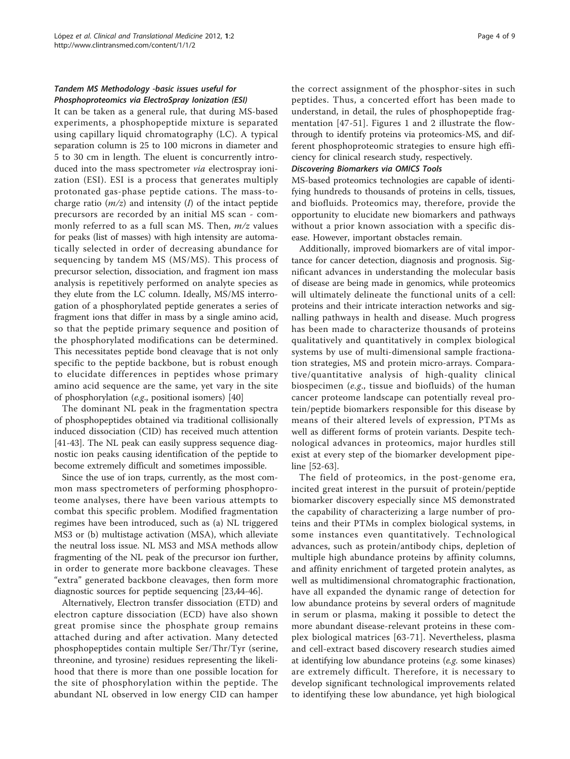#### *Tandem MS Methodology -basic issues useful for Phosphoproteomics via ElectroSpray Ionization (ESI)*

It can be taken as a general rule, that during MS-based experiments, a phosphopeptide mixture is separated using capillary liquid chromatography (LC). A typical separation column is 25 to 100 microns in diameter and 5 to 30 cm in length. The eluent is concurrently introduced into the mass spectrometer *via* electrospray ionization (ESI). ESI is a process that generates multiply protonated gas-phase peptide cations. The mass-to-charge ratio ($m/z$) and intensity ($I$) of the intact peptide precursors are recorded by an initial MS scan - commonly referred to as a full scan MS. Then, $m/z$ values for peaks (list of masses) with high intensity are automatically selected in order of decreasing abundance for sequencing by tandem MS (MS/MS). This process of precursor selection, dissociation, and fragment ion mass analysis is repetitively performed on analyte species as they elute from the LC column. Ideally, MS/MS interrogation of a phosphorylated peptide generates a series of fragment ions that differ in mass by a single amino acid, so that the peptide primary sequence and position of the phosphorylated modifications can be determined. This necessitates peptide bond cleavage that is not only specific to the peptide backbone, but is robust enough to elucidate differences in peptides whose primary amino acid sequence are the same, yet vary in the site of phosphorylation (*e.g.*, positional isomers) [40]

The dominant NL peak in the fragmentation spectra of phosphopeptides obtained via traditional collisionally induced dissociation (CID) has received much attention [41-43]. The NL peak can easily suppress sequence diagnostic ion peaks causing identification of the peptide to become extremely difficult and sometimes impossible.

Since the use of ion traps, currently, as the most common mass spectrometers of performing phosphoproteome analyses, there have been various attempts to combat this specific problem. Modified fragmentation regimes have been introduced, such as (a) NL triggered MS3 or (b) multistage activation (MSA), which alleviate the neutral loss issue. NL MS3 and MSA methods allow fragmenting of the NL peak of the precursor ion further, in order to generate more backbone cleavages. These "extra" generated backbone cleavages, then form more diagnostic sources for peptide sequencing [23,44-46].

Alternatively, Electron transfer dissociation (ETD) and electron capture dissociation (ECD) have also shown great promise since the phosphate group remains attached during and after activation. Many detected phosphopeptides contain multiple Ser/Thr/Tyr (serine, threonine, and tyrosine) residues representing the likelihood that there is more than one possible location for the site of phosphorylation within the peptide. The abundant NL observed in low energy CID can hamper the correct assignment of the phosphor-sites in such peptides. Thus, a concerted effort has been made to understand, in detail, the rules of phosphopeptide fragmentation [47-51]. Figures 1 and 2 illustrate the flow-through to identify proteins via proteomics-MS, and different phosphoproteomic strategies to ensure high efficiency for clinical research study, respectively.

#### *Discovering Biomarkers via OMICS Tools*

MS-based proteomics technologies are capable of identifying hundreds to thousands of proteins in cells, tissues, and biofluids. Proteomics may, therefore, provide the opportunity to elucidate new biomarkers and pathways without a prior known association with a specific disease. However, important obstacles remain.

Additionally, improved biomarkers are of vital importance for cancer detection, diagnosis and prognosis. Significant advances in understanding the molecular basis of disease are being made in genomics, while proteomics will ultimately delineate the functional units of a cell: proteins and their intricate interaction networks and signalling pathways in health and disease. Much progress has been made to characterize thousands of proteins qualitatively and quantitatively in complex biological systems by use of multi-dimensional sample fractionation strategies, MS and protein micro-arrays. Comparative/quantitative analysis of high-quality clinical biospecimen (*e.g.*, tissue and biofluids) of the human cancer proteome landscape can potentially reveal protein/peptide biomarkers responsible for this disease by means of their altered levels of expression, PTMs as well as different forms of protein variants. Despite technological advances in proteomics, major hurdles still exist at every step of the biomarker development pipeline [52-63].

The field of proteomics, in the post-genome era, incited great interest in the pursuit of protein/peptide biomarker discovery especially since MS demonstrated the capability of characterizing a large number of proteins and their PTMs in complex biological systems, in some instances even quantitatively. Technological advances, such as protein/antibody chips, depletion of multiple high abundance proteins by affinity columns, and affinity enrichment of targeted protein analytes, as well as multidimensional chromatographic fractionation, have all expanded the dynamic range of detection for low abundance proteins by several orders of magnitude in serum or plasma, making it possible to detect the more abundant disease-relevant proteins in these complex biological matrices [63-71]. Nevertheless, plasma and cell-extract based discovery research studies aimed at identifying low abundance proteins (*e.g.* some kinases) are extremely difficult. Therefore, it is necessary to develop significant technological improvements related to identifying these low abundance, yet high biological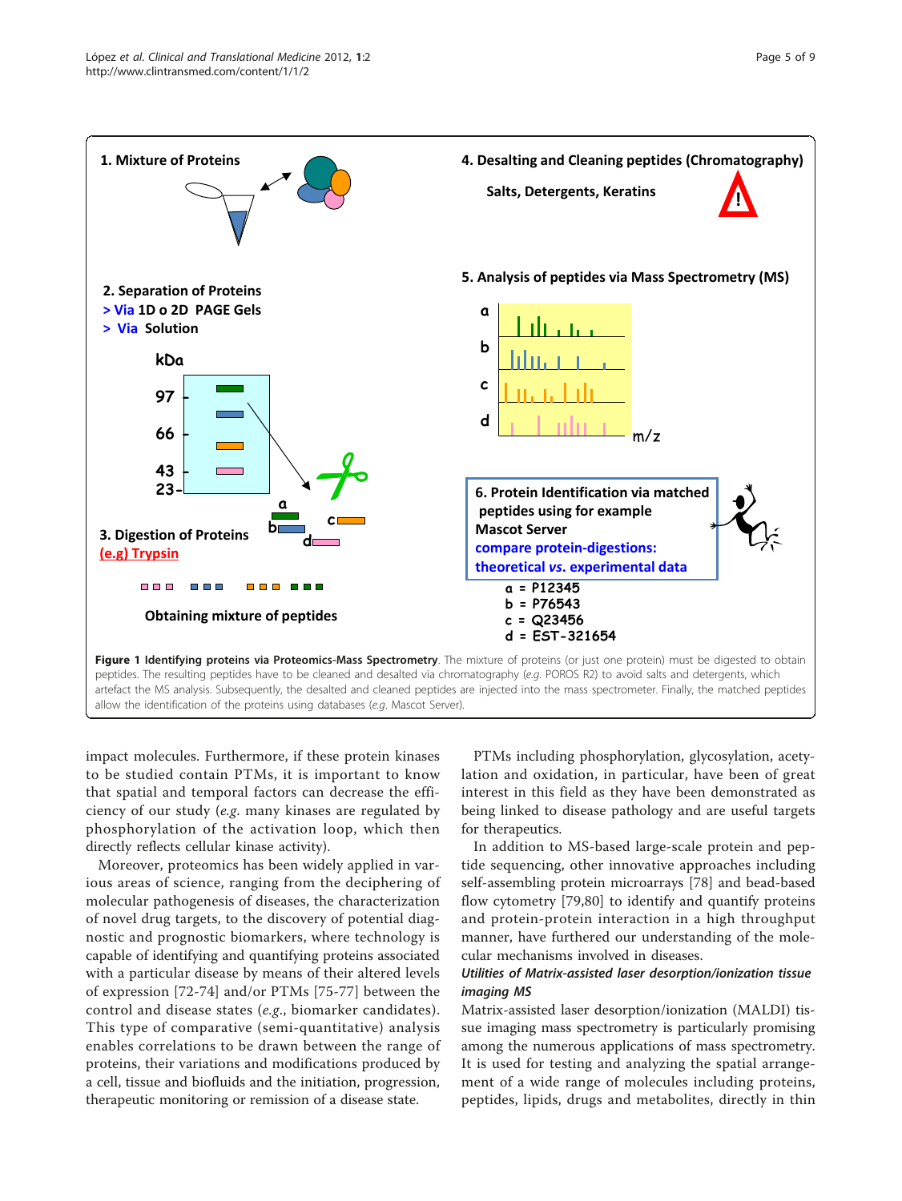1. Mixture of Proteins

2. Separation of Proteins
> Via 1D o 2D PAGE Gels
> Via Solution

kDa
97
66
43
23

3. Digestion of Proteins
(e.g) Trypsin

a
b
c
d

Obtaining mixture of peptides

4. Desalting and Cleaning peptides (Chromatography)

Salts, Detergents, Keratins

5. Analysis of peptides via Mass Spectrometry (MS)

a
b
c
d
m/z

6. Protein Identification via matched peptides using for example Mascot Server
compare protein-digestions: theoretical *vs.* experimental data

a = P12345
b = P76543
c = Q23456
d = EST-321654

**Figure 1 Identifying proteins via Proteomics-Mass Spectrometry**. The mixture of proteins (or just one protein) must be digested to obtain peptides. The resulting peptides have to be cleaned and desalted via chromatography (*e.g.* POROS R2) to avoid salts and detergents, which artefact the MS analysis. Subsequently, the desalted and cleaned peptides are injected into the mass spectrometer. Finally, the matched peptides allow the identification of the proteins using databases (*e.g.* Mascot Server).

impact molecules. Furthermore, if these protein kinases to be studied contain PTMs, it is important to know that spatial and temporal factors can decrease the efficiency of our study (*e.g.* many kinases are regulated by phosphorylation of the activation loop, which then directly reflects cellular kinase activity).

Moreover, proteomics has been widely applied in various areas of science, ranging from the deciphering of molecular pathogenesis of diseases, the characterization of novel drug targets, to the discovery of potential diagnostic and prognostic biomarkers, where technology is capable of identifying and quantifying proteins associated with a particular disease by means of their altered levels of expression [72-74] and/or PTMs [75-77] between the control and disease states (*e.g.*, biomarker candidates). This type of comparative (semi-quantitative) analysis enables correlations to be drawn between the range of proteins, their variations and modifications produced by a cell, tissue and biofluids and the initiation, progression, therapeutic monitoring or remission of a disease state.

PTMs including phosphorylation, glycosylation, acetylation and oxidation, in particular, have been of great interest in this field as they have been demonstrated as being linked to disease pathology and are useful targets for therapeutics.

In addition to MS-based large-scale protein and peptide sequencing, other innovative approaches including self-assembling protein microarrays [78] and bead-based flow cytometry [79,80] to identify and quantify proteins and protein-protein interaction in a high throughput manner, have furthered our understanding of the molecular mechanisms involved in diseases.

### *Utilities of Matrix-assisted laser desorption/ionization tissue imaging MS*

Matrix-assisted laser desorption/ionization (MALDI) tissue imaging mass spectrometry is particularly promising among the numerous applications of mass spectrometry. It is used for testing and analyzing the spatial arrangement of a wide range of molecules including proteins, peptides, lipids, drugs and metabolites, directly in thin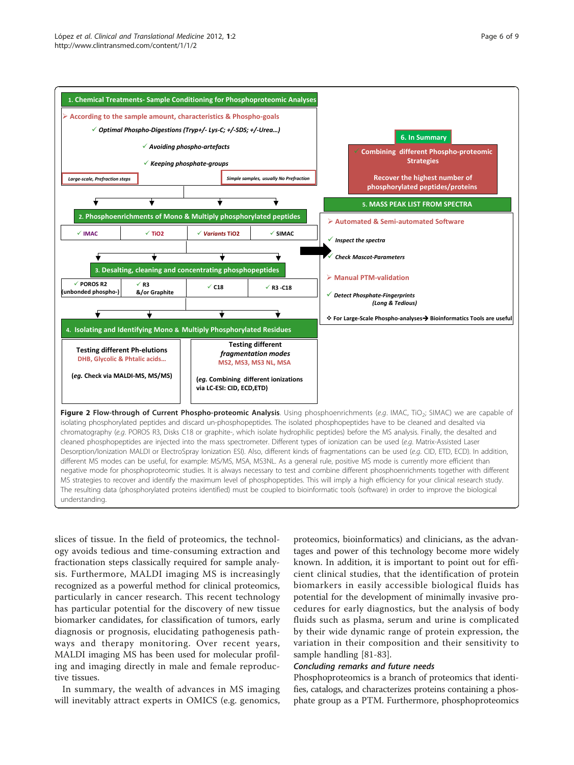1. Chemical Treatments- Sample Conditioning for Phosphoproteomic Analyses

➢ According to the sample amount, characteristics & Phospho-goals

✓ Optimal Phospho-Digestions (Tryp+/- Lys-C; +/-SDS; +/-Urea…)

✓ Avoiding phospho-artefacts

✓ Keeping phosphate-groups

Large-scale, Prefraction steps

Simple samples, usually No Prefraction

2. Phosphoenrichments of Mono & Multiply phosphorylated peptides

✓ IMAC ✓ $TiO_2$ ✓ Variants $TiO_2$ ✓ SIMAC

3. Desalting, cleaning and concentrating phosphopeptides

✓ POROS R2 (unbonded phospho-) ✓ R3 &/or Graphite ✓ C18 ✓ R3 -C18

4. Isolating and Identifying Mono & Multiply Phosphorylated Residues

Testing different Ph-elutions
DHB, Glycolic & Phtalic acids…
(eg. Check via MALDI-MS, MS/MS)

Testing different fragmentation modes
MS2, MS3, MS3 NL, MSA
(eg. Combining different ionizations via LC-ESI: CID, ECD,ETD)

5. MASS PEAK LIST FROM SPECTRA

➢ Automated & Semi-automated Software

✓ Inspect the spectra

✓ Check Mascot-Parameters

➢ Manual PTM-validation

✓ Detect Phosphate-Fingerprints (Long & Tedious)

❖ For Large-Scale Phospho-analyses→ Bioinformatics Tools are useful

6. In Summary

✓ Combining different Phospho-proteomic Strategies

Recover the highest number of phosphorylated peptides/proteins

**Figure 2 Flow-through of Current Phospho-proteomic Analysis**. Using phosphoenrichments (*e.g.* IMAC, $TiO_2$; SIMAC) we are capable of isolating phosphorylated peptides and discard un-phosphopeptides. The isolated phosphopeptides have to be cleaned and desalted via chromatography (*e.g.* POROS R3, Disks C18 or graphite-, which isolate hydrophilic peptides) before the MS analysis. Finally, the desalted and cleaned phosphopeptides are injected into the mass spectrometer. Different types of ionization can be used (*e.g.* Matrix-Assisted Laser Desorption/Ionization MALDI or ElectroSpray Ionization ESI). Also, different kinds of fragmentations can be used (*e.g.* CID, ETD, ECD). In addition, different MS modes can be useful, for example: MS/MS, MSA, MS3NL. As a general rule, positive MS mode is currently more efficient than negative mode for phosphoproteomic studies. It is always necessary to test and combine different phosphoenrichments together with different MS strategies to recover and identify the maximum level of phosphopeptides. This will imply a high efficiency for your clinical research study. The resulting data (phosphorylated proteins identified) must be coupled to bioinformatic tools (software) in order to improve the biological understanding.

slices of tissue. In the field of proteomics, the technology avoids tedious and time-consuming extraction and fractionation steps classically required for sample analysis. Furthermore, MALDI imaging MS is increasingly recognized as a powerful method for clinical proteomics, particularly in cancer research. This recent technology has particular potential for the discovery of new tissue biomarker candidates, for classification of tumors, early diagnosis or prognosis, elucidating pathogenesis pathways and therapy monitoring. Over recent years, MALDI imaging MS has been used for molecular profiling and imaging directly in male and female reproductive tissues.

In summary, the wealth of advances in MS imaging will inevitably attract experts in OMICS (e.g. genomics, proteomics, bioinformatics) and clinicians, as the advantages and power of this technology become more widely known. In addition, it is important to point out for efficient clinical studies, that the identification of protein biomarkers in easily accessible biological fluids has potential for the development of minimally invasive procedures for early diagnostics, but the analysis of body fluids such as plasma, serum and urine is complicated by their wide dynamic range of protein expression, the variation in their composition and their sensitivity to sample handling [81-83].

### Concluding remarks and future needs

Phosphoproteomics is a branch of proteomics that identifies, catalogs, and characterizes proteins containing a phosphate group as a PTM. Furthermore, phosphoproteomics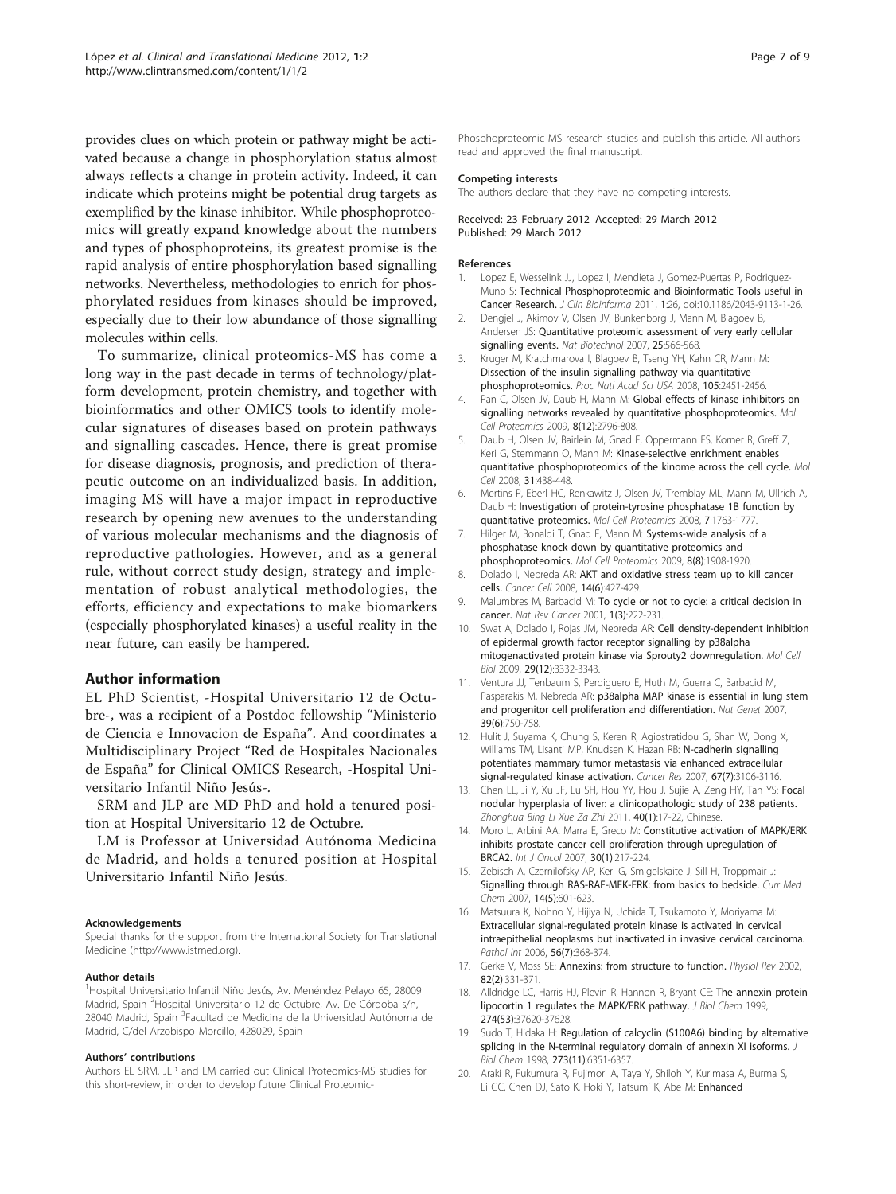provides clues on which protein or pathway might be activated because a change in phosphorylation status almost always reflects a change in protein activity. Indeed, it can indicate which proteins might be potential drug targets as exemplified by the kinase inhibitor. While phosphoproteomics will greatly expand knowledge about the numbers and types of phosphoproteins, its greatest promise is the rapid analysis of entire phosphorylation based signalling networks. Nevertheless, methodologies to enrich for phosphorylated residues from kinases should be improved, especially due to their low abundance of those signalling molecules within cells.

To summarize, clinical proteomics-MS has come a long way in the past decade in terms of technology/platform development, protein chemistry, and together with bioinformatics and other OMICS tools to identify molecular signatures of diseases based on protein pathways and signalling cascades. Hence, there is great promise for disease diagnosis, prognosis, and prediction of therapeutic outcome on an individualized basis. In addition, imaging MS will have a major impact in reproductive research by opening new avenues to the understanding of various molecular mechanisms and the diagnosis of reproductive pathologies. However, and as a general rule, without correct study design, strategy and implementation of robust analytical methodologies, the efforts, efficiency and expectations to make biomarkers (especially phosphorylated kinases) a useful reality in the near future, can easily be hampered.

## Author information

EL PhD Scientist, -Hospital Universitario 12 de Octubre-, was a recipient of a Postdoc fellowship "Ministerio de Ciencia e Innovacion de España". And coordinates a Multidisciplinary Project "Red de Hospitales Nacionales de España" for Clinical OMICS Research, -Hospital Universitario Infantil Niño Jesús-.

SRM and JLP are MD PhD and hold a tenured position at Hospital Universitario 12 de Octubre.

LM is Professor at Universidad Autónoma Medicina de Madrid, and holds a tenured position at Hospital Universitario Infantil Niño Jesús.

#### Acknowledgements

Special thanks for the support from the International Society for Translational Medicine (http://www.istmed.org).

#### Author details

[1]Hospital Universitario Infantil Niño Jesús, Av. Menéndez Pelayo 65, 28009 Madrid, Spain [2]Hospital Universitario 12 de Octubre, Av. De Córdoba s/n, 28040 Madrid, Spain [3]Facultad de Medicina de la Universidad Autónoma de Madrid, C/del Arzobispo Morcillo, 428029, Spain

#### Authors' contributions

Authors EL SRM, JLP and LM carried out Clinical Proteomics-MS studies for this short-review, in order to develop future Clinical Proteomic-Phosphoproteomic MS research studies and publish this article. All authors read and approved the final manuscript.

#### Competing interests

The authors declare that they have no competing interests.

Received: 23 February 2012 Accepted: 29 March 2012
Published: 29 March 2012

#### References

1. Lopez E, Wesselink JJ, Lopez I, Mendieta J, Gomez-Puertas P, Rodriguez-Muno S: **Technical Phosphoproteomic and Bioinformatic Tools useful in Cancer Research.** *J Clin Bioinforma* 2011, **1**:26, doi:10.1186/2043-9113-1-26.
2. Dengjel J, Akimov V, Olsen JV, Bunkenborg J, Mann M, Blagoev B, Andersen JS: **Quantitative proteomic assessment of very early cellular signalling events.** *Nat Biotechnol* 2007, **25**:566-568.
3. Kruger M, Kratchmarova I, Blagoev B, Tseng YH, Kahn CR, Mann M: **Dissection of the insulin signalling pathway via quantitative phosphoproteomics.** *Proc Natl Acad Sci USA* 2008, **105**:2451-2456.
4. Pan C, Olsen JV, Daub H, Mann M: **Global effects of kinase inhibitors on signalling networks revealed by quantitative phosphoproteomics.** *Mol Cell Proteomics* 2009, **8(12)**:2796-808.
5. Daub H, Olsen JV, Bairlein M, Gnad F, Oppermann FS, Korner R, Greff Z, Keri G, Stemmann O, Mann M: **Kinase-selective enrichment enables quantitative phosphoproteomics of the kinome across the cell cycle.** *Mol Cell* 2008, **31**:438-448.
6. Mertins P, Eberl HC, Renkawitz J, Olsen JV, Tremblay ML, Mann M, Ullrich A, Daub H: **Investigation of protein-tyrosine phosphatase 1B function by quantitative proteomics.** *Mol Cell Proteomics* 2008, **7**:1763-1777.
7. Hilger M, Bonaldi T, Gnad F, Mann M: **Systems-wide analysis of a phosphatase knock down by quantitative proteomics and phosphoproteomics.** *Mol Cell Proteomics* 2009, **8(8)**:1908-1920.
8. Dolado I, Nebreda AR: **AKT and oxidative stress team up to kill cancer cells.** *Cancer Cell* 2008, **14(6)**:427-429.
9. Malumbres M, Barbacid M: **To cycle or not to cycle: a critical decision in cancer.** *Nat Rev Cancer* 2001, **1(3)**:222-231.
10. Swat A, Dolado I, Rojas JM, Nebreda AR: **Cell density-dependent inhibition of epidermal growth factor receptor signalling by p38alpha mitogenactivated protein kinase via Sprouty2 downregulation.** *Mol Cell Biol* 2009, **29(12)**:3332-3343.
11. Ventura JJ, Tenbaum S, Perdiguero E, Huth M, Guerra C, Barbacid M, Pasparakis M, Nebreda AR: **p38alpha MAP kinase is essential in lung stem and progenitor cell proliferation and differentiation.** *Nat Genet* 2007, **39(6)**:750-758.
12. Hulit J, Suyama K, Chung S, Keren R, Agiostratidou G, Shan W, Dong X, Williams TM, Lisanti MP, Knudsen K, Hazan RB: **N-cadherin signalling potentiates mammary tumor metastasis via enhanced extracellular signal-regulated kinase activation.** *Cancer Res* 2007, **67(7)**:3106-3116.
13. Chen LL, Ji Y, Xu JF, Lu SH, Hou YY, Hou J, Sujie A, Zeng HY, Tan YS: **Focal nodular hyperplasia of liver: a clinicopathologic study of 238 patients.** *Zhonghua Bing Li Xue Za Zhi* 2011, **40(1)**:17-22, Chinese.
14. Moro L, Arbini AA, Marra E, Greco M: **Constitutive activation of MAPK/ERK inhibits prostate cancer cell proliferation through upregulation of BRCA2.** *Int J Oncol* 2007, **30(1)**:217-224.
15. Zebisch A, Czernilofsky AP, Keri G, Smigelskaite J, Sill H, Troppmair J: **Signalling through RAS-RAF-MEK-ERK: from basics to bedside.** *Curr Med Chem* 2007, **14(5)**:601-623.
16. Matsuura K, Nohno Y, Hijiya N, Uchida T, Tsukamoto Y, Moriyama M: **Extracellular signal-regulated protein kinase is activated in cervical intraepithelial neoplasms but inactivated in invasive cervical carcinoma.** *Pathol Int* 2006, **56(7)**:368-374.
17. Gerke V, Moss SE: **Annexins: from structure to function.** *Physiol Rev* 2002, **82(2)**:331-371.
18. Alldridge LC, Harris HJ, Plevin R, Hannon R, Bryant CE: **The annexin protein lipocortin 1 regulates the MAPK/ERK pathway.** *J Biol Chem* 1999, **274(53)**:37620-37628.
19. Sudo T, Hidaka H: **Regulation of calcyclin (S100A6) binding by alternative splicing in the N-terminal regulatory domain of annexin XI isoforms.** *J Biol Chem* 1998, **273(11)**:6351-6357.
20. Araki R, Fukumura R, Fujimori A, Taya Y, Shiloh Y, Kurimasa A, Burma S, Li GC, Chen DJ, Sato K, Hoki Y, Tatsumi K, Abe M: **Enhanced**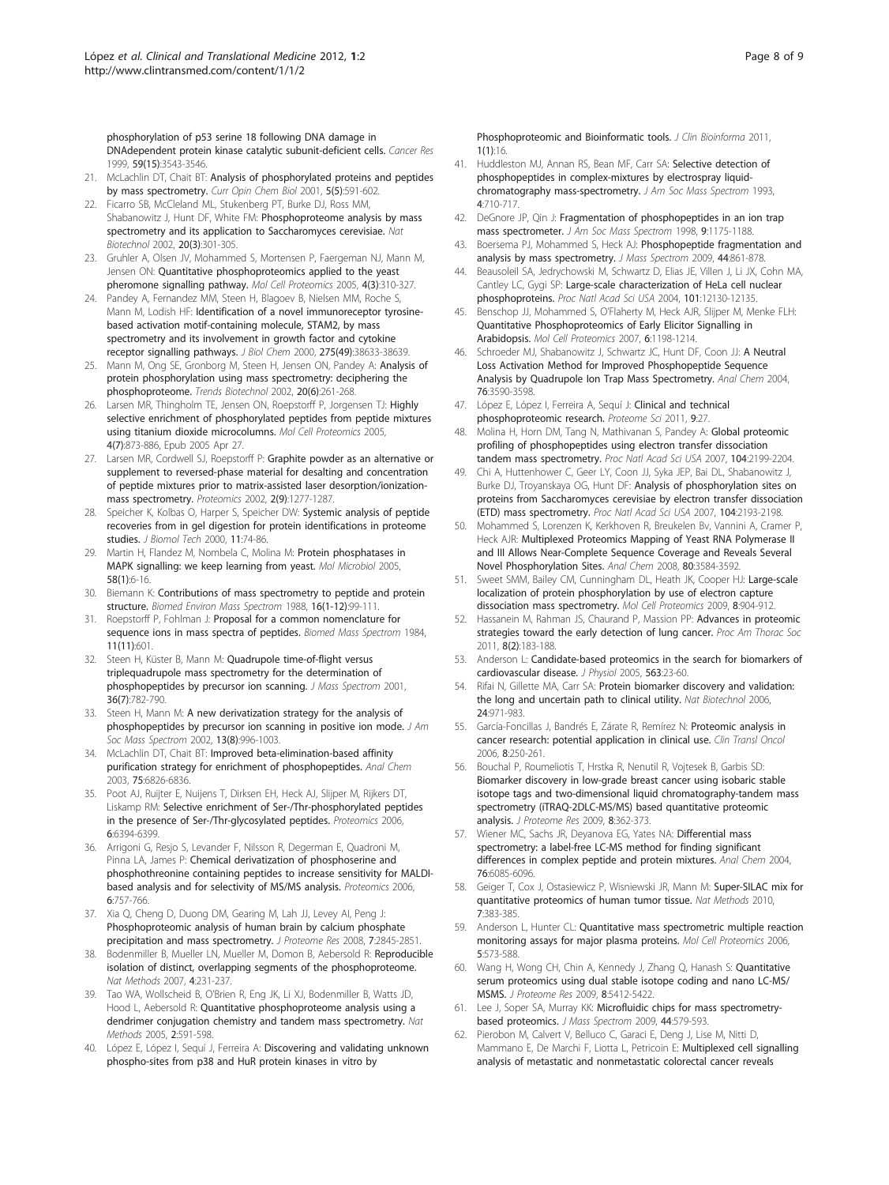phosphorylation of p53 serine 18 following DNA damage in DNAdependent protein kinase catalytic subunit-deficient cells. *Cancer Res* 1999, **59(15)**:3543-3546.

21. McLachlin DT, Chait BT: **Analysis of phosphorylated proteins and peptides by mass spectrometry.** *Curr Opin Chem Biol* 2001, **5(5)**:591-602.
22. Ficarro SB, McCleland ML, Stukenberg PT, Burke DJ, Ross MM, Shabanowitz J, Hunt DF, White FM: **Phosphoproteome analysis by mass spectrometry and its application to Saccharomyces cerevisiae.** *Nat Biotechnol* 2002, **20(3)**:301-305.
23. Gruhler A, Olsen JV, Mohammed S, Mortensen P, Faergeman NJ, Mann M, Jensen ON: **Quantitative phosphoproteomics applied to the yeast pheromone signalling pathway.** *Mol Cell Proteomics* 2005, **4(3)**:310-327.
24. Pandey A, Fernandez MM, Steen H, Blagoev B, Nielsen MM, Roche S, Mann M, Lodish HF: **Identification of a novel immunoreceptor tyrosine-based activation motif-containing molecule, STAM2, by mass spectrometry and its involvement in growth factor and cytokine receptor signalling pathways.** *J Biol Chem* 2000, **275(49)**:38633-38639.
25. Mann M, Ong SE, Gronborg M, Steen H, Jensen ON, Pandey A: **Analysis of protein phosphorylation using mass spectrometry: deciphering the phosphoproteome.** *Trends Biotechnol* 2002, **20(6)**:261-268.
26. Larsen MR, Thingholm TE, Jensen ON, Roepstorff P, Jorgensen TJ: **Highly selective enrichment of phosphorylated peptides from peptide mixtures using titanium dioxide microcolumns.** *Mol Cell Proteomics* 2005, **4(7)**:873-886, Epub 2005 Apr 27.
27. Larsen MR, Cordwell SJ, Roepstorff P: **Graphite powder as an alternative or supplement to reversed-phase material for desalting and concentration of peptide mixtures prior to matrix-assisted laser desorption/ionization-mass spectrometry.** *Proteomics* 2002, **2(9)**:1277-1287.
28. Speicher K, Kolbas O, Harper S, Speicher DW: **Systemic analysis of peptide recoveries from in gel digestion for protein identifications in proteome studies.** *J Biomol Tech* 2000, **11**:74-86.
29. Martin H, Flandez M, Nombela C, Molina M: **Protein phosphatases in MAPK signalling: we keep learning from yeast.** *Mol Microbiol* 2005, **58(1)**:6-16.
30. Biemann K: **Contributions of mass spectrometry to peptide and protein structure.** *Biomed Environ Mass Spectrom* 1988, **16(1-12)**:99-111.
31. Roepstorff P, Fohlman J: **Proposal for a common nomenclature for sequence ions in mass spectra of peptides.** *Biomed Mass Spectrom* 1984, **11(11)**:601.
32. Steen H, Küster B, Mann M: **Quadrupole time-of-flight versus triplequadrupole mass spectrometry for the determination of phosphopeptides by precursor ion scanning.** *J Mass Spectrom* 2001, **36(7)**:782-790.
33. Steen H, Mann M: **A new derivatization strategy for the analysis of phosphopeptides by precursor ion scanning in positive ion mode.** *J Am Soc Mass Spectrom* 2002, **13(8)**:996-1003.
34. McLachlin DT, Chait BT: **Improved beta-elimination-based affinity purification strategy for enrichment of phosphopeptides.** *Anal Chem* 2003, **75**:6826-6836.
35. Poot AJ, Ruijter E, Nuijens T, Dirksen EH, Heck AJ, Slijper M, Rijkers DT, Liskamp RM: **Selective enrichment of Ser-/Thr-phosphorylated peptides in the presence of Ser-/Thr-glycosylated peptides.** *Proteomics* 2006, **6**:6394-6399.
36. Arrigoni G, Resjo S, Levander F, Nilsson R, Degerman E, Quadroni M, Pinna LA, James P: **Chemical derivatization of phosphoserine and phosphothreonine containing peptides to increase sensitivity for MALDI-based analysis and for selectivity of MS/MS analysis.** *Proteomics* 2006, **6**:757-766.
37. Xia Q, Cheng D, Duong DM, Gearing M, Lah JJ, Levey AI, Peng J: **Phosphoproteomic analysis of human brain by calcium phosphate precipitation and mass spectrometry.** *J Proteome Res* 2008, **7**:2845-2851.
38. Bodenmiller B, Mueller LN, Mueller M, Domon B, Aebersold R: **Reproducible isolation of distinct, overlapping segments of the phosphoproteome.** *Nat Methods* 2007, **4**:231-237.
39. Tao WA, Wollscheid B, O'Brien R, Eng JK, Li XJ, Bodenmiller B, Watts JD, Hood L, Aebersold R: **Quantitative phosphoproteome analysis using a dendrimer conjugation chemistry and tandem mass spectrometry.** *Nat Methods* 2005, **2**:591-598.
40. López E, López I, Sequí J, Ferreira A: **Discovering and validating unknown phospho-sites from p38 and HuR protein kinases in vitro by Phosphoproteomic and Bioinformatic tools.** *J Clin Bioinforma* 2011, **1(1)**:16.
41. Huddleston MJ, Annan RS, Bean MF, Carr SA: **Selective detection of phosphopeptides in complex-mixtures by electrospray liquid-chromatography mass-spectrometry.** *J Am Soc Mass Spectrom* 1993, **4**:710-717.
42. DeGnore JP, Qin J: **Fragmentation of phosphopeptides in an ion trap mass spectrometer.** *J Am Soc Mass Spectrom* 1998, **9**:1175-1188.
43. Boersema PJ, Mohammed S, Heck AJ: **Phosphopeptide fragmentation and analysis by mass spectrometry.** *J Mass Spectrom* 2009, **44**:861-878.
44. Beausoleil SA, Jedrychowski M, Schwartz D, Elias JE, Villen J, Li JX, Cohn MA, Cantley LC, Gygi SP: **Large-scale characterization of HeLa cell nuclear phosphoproteins.** *Proc Natl Acad Sci USA* 2004, **101**:12130-12135.
45. Benschop JJ, Mohammed S, O'Flaherty M, Heck AJR, Slijper M, Menke FLH: **Quantitative Phosphoproteomics of Early Elicitor Signalling in Arabidopsis.** *Mol Cell Proteomics* 2007, **6**:1198-1214.
46. Schroeder MJ, Shabanowitz J, Schwartz JC, Hunt DF, Coon JJ: **A Neutral Loss Activation Method for Improved Phosphopeptide Sequence Analysis by Quadrupole Ion Trap Mass Spectrometry.** *Anal Chem* 2004, **76**:3590-3598.
47. López E, López I, Ferreira A, Sequí J: **Clinical and technical phosphoproteomic research.** *Proteome Sci* 2011, **9**:27.
48. Molina H, Horn DM, Tang N, Mathivanan S, Pandey A: **Global proteomic profiling of phosphopeptides using electron transfer dissociation tandem mass spectrometry.** *Proc Natl Acad Sci USA* 2007, **104**:2199-2204.
49. Chi A, Huttenhower C, Geer LY, Coon JJ, Syka JEP, Bai DL, Shabanowitz J, Burke DJ, Troyanskaya OG, Hunt DF: **Analysis of phosphorylation sites on proteins from Saccharomyces cerevisiae by electron transfer dissociation (ETD) mass spectrometry.** *Proc Natl Acad Sci USA* 2007, **104**:2193-2198.
50. Mohammed S, Lorenzen K, Kerkhoven R, Breukelen Bv, Vannini A, Cramer P, Heck AJR: **Multiplexed Proteomics Mapping of Yeast RNA Polymerase II and III Allows Near-Complete Sequence Coverage and Reveals Several Novel Phosphorylation Sites.** *Anal Chem* 2008, **80**:3584-3592.
51. Sweet SMM, Bailey CM, Cunningham DL, Heath JK, Cooper HJ: **Large-scale localization of protein phosphorylation by use of electron capture dissociation mass spectrometry.** *Mol Cell Proteomics* 2009, **8**:904-912.
52. Hassanein M, Rahman JS, Chaurand P, Massion PP: **Advances in proteomic strategies toward the early detection of lung cancer.** *Proc Am Thorac Soc* 2011, **8(2)**:183-188.
53. Anderson L: **Candidate-based proteomics in the search for biomarkers of cardiovascular disease.** *J Physiol* 2005, **563**:23-60.
54. Rifai N, Gillette MA, Carr SA: **Protein biomarker discovery and validation: the long and uncertain path to clinical utility.** *Nat Biotechnol* 2006, **24**:971-983.
55. García-Foncillas J, Bandrés E, Zárate R, Remírez N: **Proteomic analysis in cancer research: potential application in clinical use.** *Clin Transl Oncol* 2006, **8**:250-261.
56. Bouchal P, Roumeliotis T, Hrstka R, Nenutil R, Vojtesek B, Garbis SD: **Biomarker discovery in low-grade breast cancer using isobaric stable isotope tags and two-dimensional liquid chromatography-tandem mass spectrometry (iTRAQ-2DLC-MS/MS) based quantitative proteomic analysis.** *J Proteome Res* 2009, **8**:362-373.
57. Wiener MC, Sachs JR, Deyanova EG, Yates NA: **Differential mass spectrometry: a label-free LC-MS method for finding significant differences in complex peptide and protein mixtures.** *Anal Chem* 2004, **76**:6085-6096.
58. Geiger T, Cox J, Ostasiewicz P, Wisniewski JR, Mann M: **Super-SILAC mix for quantitative proteomics of human tumor tissue.** *Nat Methods* 2010, **7**:383-385.
59. Anderson L, Hunter CL: **Quantitative mass spectrometric multiple reaction monitoring assays for major plasma proteins.** *Mol Cell Proteomics* 2006, **5**:573-588.
60. Wang H, Wong CH, Chin A, Kennedy J, Zhang Q, Hanash S: **Quantitative serum proteomics using dual stable isotope coding and nano LC-MS/MSMS.** *J Proteome Res* 2009, **8**:5412-5422.
61. Lee J, Soper SA, Murray KK: **Microfluidic chips for mass spectrometry-based proteomics.** *J Mass Spectrom* 2009, **44**:579-593.
62. Pierobon M, Calvert V, Belluco C, Garaci E, Deng J, Lise M, Nitti D, Mammano E, De Marchi F, Liotta L, Petricoin E: **Multiplexed cell signalling analysis of metastatic and nonmetastatic colorectal cancer reveals**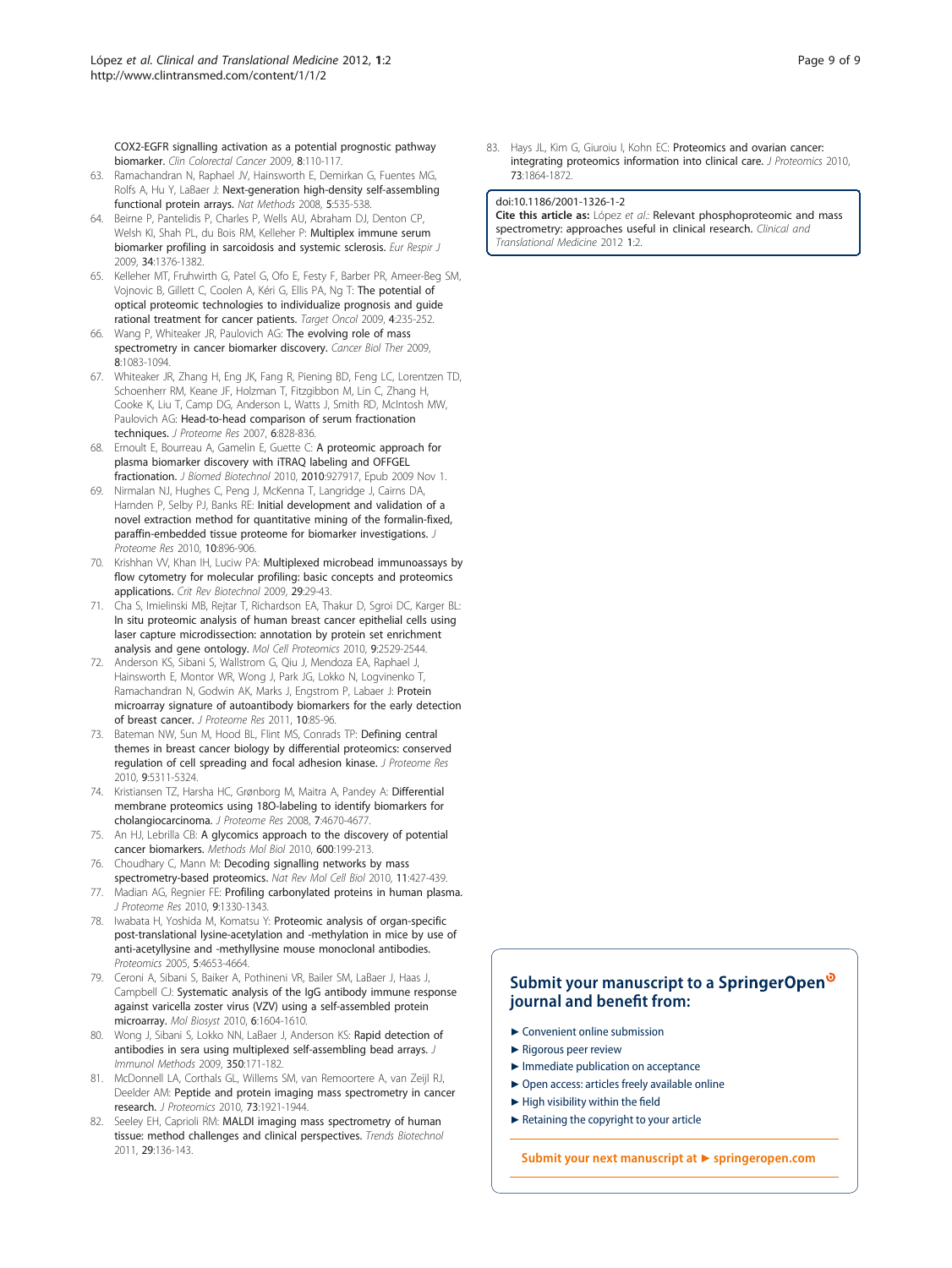COX2-EGFR signalling activation as a potential prognostic pathway biomarker. *Clin Colorectal Cancer* 2009, **8**:110-117.

63. Ramachandran N, Raphael JV, Hainsworth E, Demirkan G, Fuentes MG, Rolfs A, Hu Y, LaBaer J: **Next-generation high-density self-assembling functional protein arrays.** *Nat Methods* 2008, **5**:535-538.
64. Beirne P, Pantelidis P, Charles P, Wells AU, Abraham DJ, Denton CP, Welsh KI, Shah PL, du Bois RM, Kelleher P: **Multiplex immune serum biomarker profiling in sarcoidosis and systemic sclerosis.** *Eur Respir J* 2009, **34**:1376-1382.
65. Kelleher MT, Fruhwirth G, Patel G, Ofo E, Festy F, Barber PR, Ameer-Beg SM, Vojnovic B, Gillett C, Coolen A, Kéri G, Ellis PA, Ng T: **The potential of optical proteomic technologies to individualize prognosis and guide rational treatment for cancer patients.** *Target Oncol* 2009, **4**:235-252.
66. Wang P, Whiteaker JR, Paulovich AG: **The evolving role of mass spectrometry in cancer biomarker discovery.** *Cancer Biol Ther* 2009, **8**:1083-1094.
67. Whiteaker JR, Zhang H, Eng JK, Fang R, Piening BD, Feng LC, Lorentzen TD, Schoenherr RM, Keane JF, Holzman T, Fitzgibbon M, Lin C, Zhang H, Cooke K, Liu T, Camp DG, Anderson L, Watts J, Smith RD, McIntosh MW, Paulovich AG: **Head-to-head comparison of serum fractionation techniques.** *J Proteome Res* 2007, **6**:828-836.
68. Ernoult E, Bourreau A, Gamelin E, Guette C: **A proteomic approach for plasma biomarker discovery with iTRAQ labeling and OFFGEL fractionation.** *J Biomed Biotechnol* 2010, **2010**:927917, Epub 2009 Nov 1.
69. Nirmalan NJ, Hughes C, Peng J, McKenna T, Langridge J, Cairns DA, Harnden P, Selby PJ, Banks RE: **Initial development and validation of a novel extraction method for quantitative mining of the formalin-fixed, paraffin-embedded tissue proteome for biomarker investigations.** *J Proteome Res* 2010, **10**:896-906.
70. Krishhan VV, Khan IH, Luciw PA: **Multiplexed microbead immunoassays by flow cytometry for molecular profiling: basic concepts and proteomics applications.** *Crit Rev Biotechnol* 2009, **29**:29-43.
71. Cha S, Imielinski MB, Rejtar T, Richardson EA, Thakur D, Sgroi DC, Karger BL: **In situ proteomic analysis of human breast cancer epithelial cells using laser capture microdissection: annotation by protein set enrichment analysis and gene ontology.** *Mol Cell Proteomics* 2010, **9**:2529-2544.
72. Anderson KS, Sibani S, Wallstrom G, Qiu J, Mendoza EA, Raphael J, Hainsworth E, Montor WR, Wong J, Park JG, Lokko N, Logvinenko T, Ramachandran N, Godwin AK, Marks J, Engstrom P, Labaer J: **Protein microarray signature of autoantibody biomarkers for the early detection of breast cancer.** *J Proteome Res* 2011, **10**:85-96.
73. Bateman NW, Sun M, Hood BL, Flint MS, Conrads TP: **Defining central themes in breast cancer biology by differential proteomics: conserved regulation of cell spreading and focal adhesion kinase.** *J Proteome Res* 2010, **9**:5311-5324.
74. Kristiansen TZ, Harsha HC, Grønborg M, Maitra A, Pandey A: **Differential membrane proteomics using 18O-labeling to identify biomarkers for cholangiocarcinoma.** *J Proteome Res* 2008, **7**:4670-4677.
75. An HJ, Lebrilla CB: **A glycomics approach to the discovery of potential cancer biomarkers.** *Methods Mol Biol* 2010, **600**:199-213.
76. Choudhary C, Mann M: **Decoding signalling networks by mass spectrometry-based proteomics.** *Nat Rev Mol Cell Biol* 2010, **11**:427-439.
77. Madian AG, Regnier FE: **Profiling carbonylated proteins in human plasma.** *J Proteome Res* 2010, **9**:1330-1343.
78. Iwabata H, Yoshida M, Komatsu Y: **Proteomic analysis of organ-specific post-translational lysine-acetylation and -methylation in mice by use of anti-acetyllysine and -methyllysine mouse monoclonal antibodies.** *Proteomics* 2005, **5**:4653-4664.
79. Ceroni A, Sibani S, Baiker A, Pothineni VR, Bailer SM, LaBaer J, Haas J, Campbell CJ: **Systematic analysis of the IgG antibody immune response against varicella zoster virus (VZV) using a self-assembled protein microarray.** *Mol Biosyst* 2010, **6**:1604-1610.
80. Wong J, Sibani S, Lokko NN, LaBaer J, Anderson KS: **Rapid detection of antibodies in sera using multiplexed self-assembling bead arrays.** *J Immunol Methods* 2009, **350**:171-182.
81. McDonnell LA, Corthals GL, Willems SM, van Remoortere A, van Zeijl RJ, Deelder AM: **Peptide and protein imaging mass spectrometry in cancer research.** *J Proteomics* 2010, **73**:1921-1944.
82. Seeley EH, Caprioli RM: **MALDI imaging mass spectrometry of human tissue: method challenges and clinical perspectives.** *Trends Biotechnol* 2011, **29**:136-143.
83. Hays JL, Kim G, Giuroiu I, Kohn EC: **Proteomics and ovarian cancer: integrating proteomics information into clinical care.** *J Proteomics* 2010, **73**:1864-1872.

doi:10.1186/2001-1326-1-2
**Cite this article as:** López *et al.*: Relevant phosphoproteomic and mass spectrometry: approaches useful in clinical research. *Clinical and Translational Medicine* 2012 **1**:2.

**Submit your manuscript to a SpringerOpen journal and benefit from:**

- ► Convenient online submission
- ► Rigorous peer review
- ► Immediate publication on acceptance
- ► Open access: articles freely available online
- ► High visibility within the field
- ► Retaining the copyright to your article

**Submit your next manuscript at ► springeropen.com**